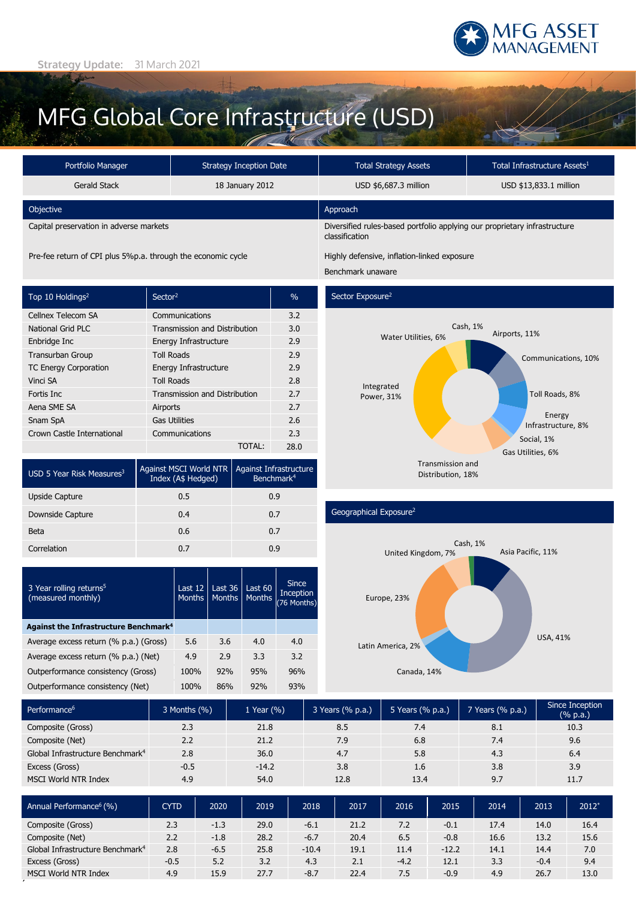Strategy Update: 31 March 2021

# MFG Global Core Infrastructure (USD)

| Portfolio Manager | Strategy Inception Date | Total Strategy Assets | Total Infrastructure Assets[1] |
|---|---|---|---|
| Gerald Stack | 18 January 2012 | USD $6,687.3 million | USD $13,833.1 million |

| Objective | Approach |
|---|---|
| Capital preservation in adverse markets | Diversified rules-based portfolio applying our proprietary infrastructure classification |
| Pre-fee return of CPI plus 5%p.a. through the economic cycle | Highly defensive, inflation-linked exposure |
| | Benchmark unaware |

| Top 10 Holdings[2] | Sector[2] | % |
|---|---|---|
| Cellnex Telecom SA | Communications | 3.2 |
| National Grid PLC | Transmission and Distribution | 3.0 |
| Enbridge Inc | Energy Infrastructure | 2.9 |
| Transurban Group | Toll Roads | 2.9 |
| TC Energy Corporation | Energy Infrastructure | 2.9 |
| Vinci SA | Toll Roads | 2.8 |
| Fortis Inc | Transmission and Distribution | 2.7 |
| Aena SME SA | Airports | 2.7 |
| Snam SpA | Gas Utilities | 2.6 |
| Crown Castle International | Communications | 2.3 |
| | TOTAL: | 28.0 |

**Sector Exposure[2]**

Cash, 1%; Airports, 11%; Communications, 10%; Toll Roads, 8%; Energy Infrastructure, 8%; Social, 1%; Gas Utilities, 6%; Transmission and Distribution, 18%; Integrated Power, 31%; Water Utilities, 6%

| USD 5 Year Risk Measures[3] | Against MSCI World NTR Index (A$ Hedged) | Against Infrastructure Benchmark[4] |
|---|---|---|
| Upside Capture | 0.5 | 0.9 |
| Downside Capture | 0.4 | 0.7 |
| Beta | 0.6 | 0.7 |
| Correlation | 0.7 | 0.9 |

**Geographical Exposure[2]**

Cash, 1%; Asia Pacific, 11%; USA, 41%; Canada, 14%; Latin America, 2%; Europe, 23%; United Kingdom, 7%

| 3 Year rolling returns[5] (measured monthly) | Last 12 Months | Last 36 Months | Last 60 Months | Since Inception (76 Months) |
|---|---|---|---|---|
| **Against the Infrastructure Benchmark[4]** | | | | |
| Average excess return (% p.a.) (Gross) | 5.6 | 3.6 | 4.0 | 4.0 |
| Average excess return (% p.a.) (Net) | 4.9 | 2.9 | 3.3 | 3.2 |
| Outperformance consistency (Gross) | 100% | 92% | 95% | 96% |
| Outperformance consistency (Net) | 100% | 86% | 92% | 93% |

| Performance[6] | 3 Months (%) | 1 Year (%) | 3 Years (% p.a.) | 5 Years (% p.a.) | 7 Years (% p.a.) | Since Inception (% p.a.) |
|---|---|---|---|---|---|---|
| Composite (Gross) | 2.3 | 21.8 | 8.5 | 7.4 | 8.1 | 10.3 |
| Composite (Net) | 2.2 | 21.2 | 7.9 | 6.8 | 7.4 | 9.6 |
| Global Infrastructure Benchmark[4] | 2.8 | 36.0 | 4.7 | 5.8 | 4.3 | 6.4 |
| Excess (Gross) | -0.5 | -14.2 | 3.8 | 1.6 | 3.8 | 3.9 |
| MSCI World NTR Index | 4.9 | 54.0 | 12.8 | 13.4 | 9.7 | 11.7 |

| Annual Performance[6] (%) | CYTD | 2020 | 2019 | 2018 | 2017 | 2016 | 2015 | 2014 | 2013 | 2012* |
|---|---|---|---|---|---|---|---|---|---|---|
| Composite (Gross) | 2.3 | -1.3 | 29.0 | -6.1 | 21.2 | 7.2 | -0.1 | 17.4 | 14.0 | 16.4 |
| Composite (Net) | 2.2 | -1.8 | 28.2 | -6.7 | 20.4 | 6.5 | -0.8 | 16.6 | 13.2 | 15.6 |
| Global Infrastructure Benchmark[4] | 2.8 | -6.5 | 25.8 | -10.4 | 19.1 | 11.4 | -12.2 | 14.1 | 14.4 | 7.0 |
| Excess (Gross) | -0.5 | 5.2 | 3.2 | 4.3 | 2.1 | -4.2 | 12.1 | 3.3 | -0.4 | 9.4 |
| MSCI World NTR Index | 4.9 | 15.9 | 27.7 | -8.7 | 22.4 | 7.5 | -0.9 | 4.9 | 26.7 | 13.0 |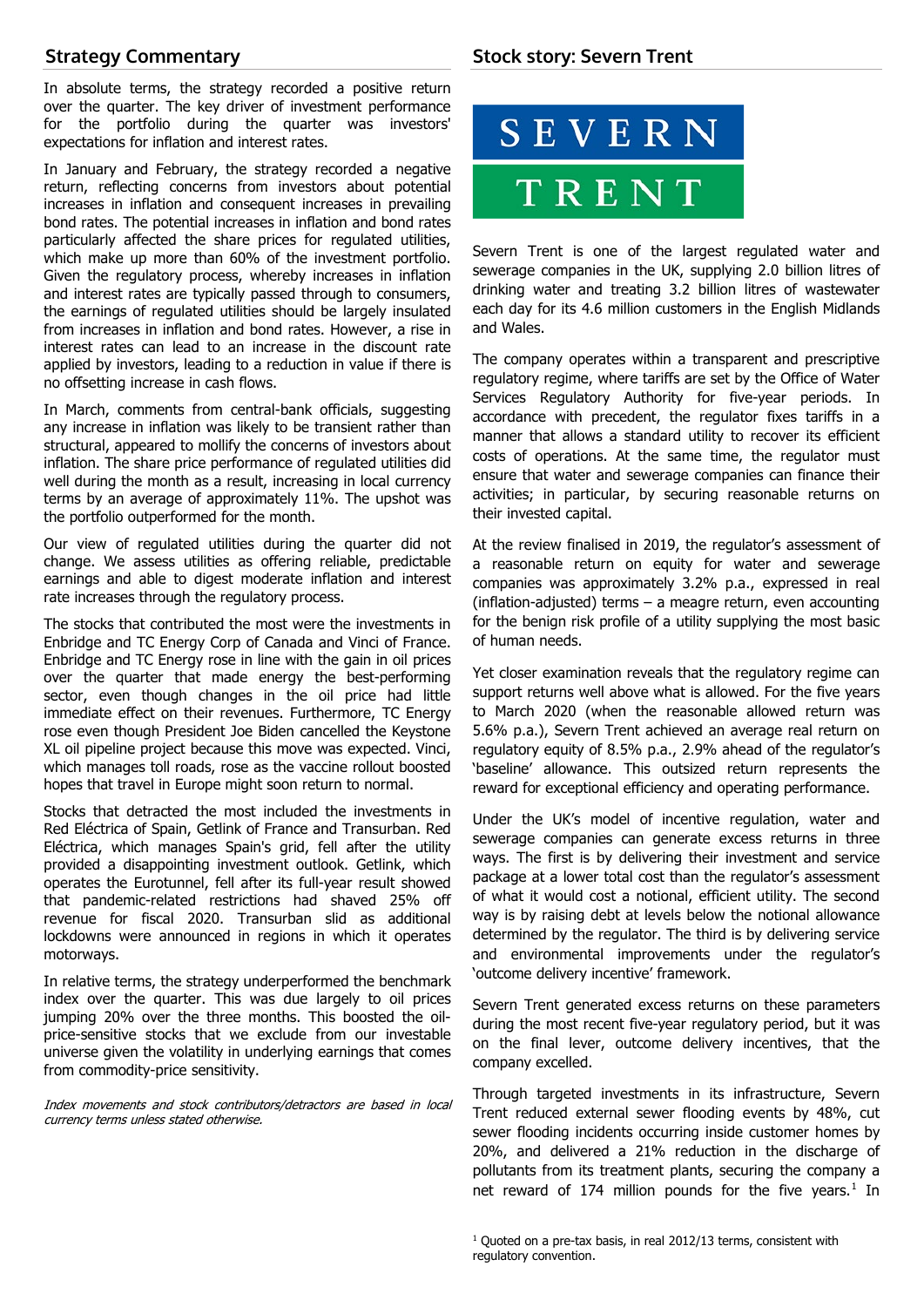## Strategy Commentary

In absolute terms, the strategy recorded a positive return over the quarter. The key driver of investment performance for the portfolio during the quarter was investors' expectations for inflation and interest rates.

In January and February, the strategy recorded a negative return, reflecting concerns from investors about potential increases in inflation and consequent increases in prevailing bond rates. The potential increases in inflation and bond rates particularly affected the share prices for regulated utilities, which make up more than 60% of the investment portfolio. Given the regulatory process, whereby increases in inflation and interest rates are typically passed through to consumers, the earnings of regulated utilities should be largely insulated from increases in inflation and bond rates. However, a rise in interest rates can lead to an increase in the discount rate applied by investors, leading to a reduction in value if there is no offsetting increase in cash flows.

In March, comments from central-bank officials, suggesting any increase in inflation was likely to be transient rather than structural, appeared to mollify the concerns of investors about inflation. The share price performance of regulated utilities did well during the month as a result, increasing in local currency terms by an average of approximately 11%. The upshot was the portfolio outperformed for the month.

Our view of regulated utilities during the quarter did not change. We assess utilities as offering reliable, predictable earnings and able to digest moderate inflation and interest rate increases through the regulatory process.

The stocks that contributed the most were the investments in Enbridge and TC Energy Corp of Canada and Vinci of France. Enbridge and TC Energy rose in line with the gain in oil prices over the quarter that made energy the best-performing sector, even though changes in the oil price had little immediate effect on their revenues. Furthermore, TC Energy rose even though President Joe Biden cancelled the Keystone XL oil pipeline project because this move was expected. Vinci, which manages toll roads, rose as the vaccine rollout boosted hopes that travel in Europe might soon return to normal.

Stocks that detracted the most included the investments in Red Eléctrica of Spain, Getlink of France and Transurban. Red Eléctrica, which manages Spain's grid, fell after the utility provided a disappointing investment outlook. Getlink, which operates the Eurotunnel, fell after its full-year result showed that pandemic-related restrictions had shaved 25% off revenue for fiscal 2020. Transurban slid as additional lockdowns were announced in regions in which it operates motorways.

In relative terms, the strategy underperformed the benchmark index over the quarter. This was due largely to oil prices jumping 20% over the three months. This boosted the oil-price-sensitive stocks that we exclude from our investable universe given the volatility in underlying earnings that comes from commodity-price sensitivity.

*Index movements and stock contributors/detractors are based in local currency terms unless stated otherwise.*

## Stock story: Severn Trent

SEVERN TRENT

Severn Trent is one of the largest regulated water and sewerage companies in the UK, supplying 2.0 billion litres of drinking water and treating 3.2 billion litres of wastewater each day for its 4.6 million customers in the English Midlands and Wales.

The company operates within a transparent and prescriptive regulatory regime, where tariffs are set by the Office of Water Services Regulatory Authority for five-year periods. In accordance with precedent, the regulator fixes tariffs in a manner that allows a standard utility to recover its efficient costs of operations. At the same time, the regulator must ensure that water and sewerage companies can finance their activities; in particular, by securing reasonable returns on their invested capital.

At the review finalised in 2019, the regulator's assessment of a reasonable return on equity for water and sewerage companies was approximately 3.2% p.a., expressed in real (inflation-adjusted) terms – a meagre return, even accounting for the benign risk profile of a utility supplying the most basic of human needs.

Yet closer examination reveals that the regulatory regime can support returns well above what is allowed. For the five years to March 2020 (when the reasonable allowed return was 5.6% p.a.), Severn Trent achieved an average real return on regulatory equity of 8.5% p.a., 2.9% ahead of the regulator's 'baseline' allowance. This outsized return represents the reward for exceptional efficiency and operating performance.

Under the UK's model of incentive regulation, water and sewerage companies can generate excess returns in three ways. The first is by delivering their investment and service package at a lower total cost than the regulator's assessment of what it would cost a notional, efficient utility. The second way is by raising debt at levels below the notional allowance determined by the regulator. The third is by delivering service and environmental improvements under the regulator's 'outcome delivery incentive' framework.

Severn Trent generated excess returns on these parameters during the most recent five-year regulatory period, but it was on the final lever, outcome delivery incentives, that the company excelled.

Through targeted investments in its infrastructure, Severn Trent reduced external sewer flooding events by 48%, cut sewer flooding incidents occurring inside customer homes by 20%, and delivered a 21% reduction in the discharge of pollutants from its treatment plants, securing the company a net reward of 174 million pounds for the five years.[1] In

[1] Quoted on a pre-tax basis, in real 2012/13 terms, consistent with regulatory convention.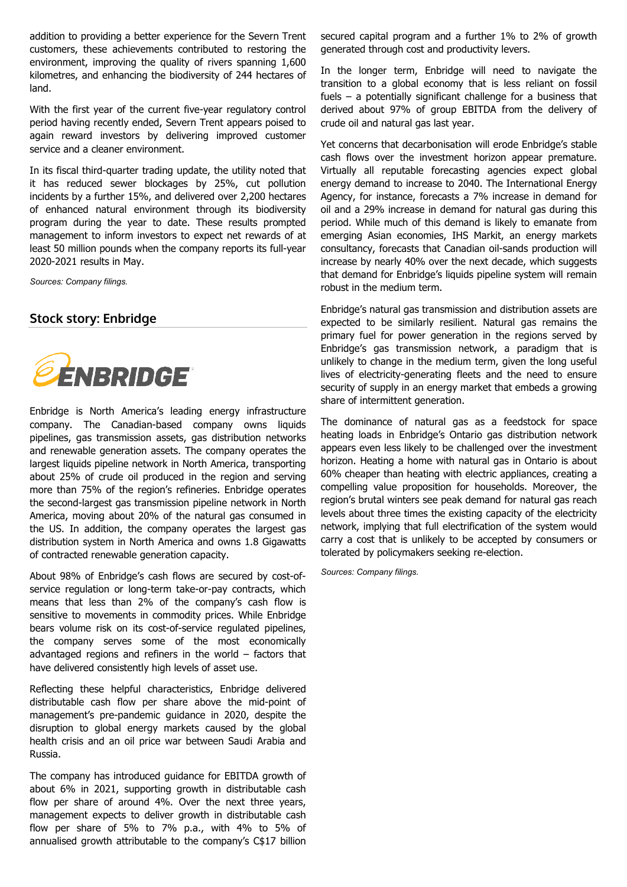addition to providing a better experience for the Severn Trent customers, these achievements contributed to restoring the environment, improving the quality of rivers spanning 1,600 kilometres, and enhancing the biodiversity of 244 hectares of land.

With the first year of the current five-year regulatory control period having recently ended, Severn Trent appears poised to again reward investors by delivering improved customer service and a cleaner environment.

In its fiscal third-quarter trading update, the utility noted that it has reduced sewer blockages by 25%, cut pollution incidents by a further 15%, and delivered over 2,200 hectares of enhanced natural environment through its biodiversity program during the year to date. These results prompted management to inform investors to expect net rewards of at least 50 million pounds when the company reports its full-year 2020-2021 results in May.

*Sources: Company filings.*

## Stock story: Enbridge

ENBRIDGE

Enbridge is North America's leading energy infrastructure company. The Canadian-based company owns liquids pipelines, gas transmission assets, gas distribution networks and renewable generation assets. The company operates the largest liquids pipeline network in North America, transporting about 25% of crude oil produced in the region and serving more than 75% of the region's refineries. Enbridge operates the second-largest gas transmission pipeline network in North America, moving about 20% of the natural gas consumed in the US. In addition, the company operates the largest gas distribution system in North America and owns 1.8 Gigawatts of contracted renewable generation capacity.

About 98% of Enbridge's cash flows are secured by cost-of-service regulation or long-term take-or-pay contracts, which means that less than 2% of the company's cash flow is sensitive to movements in commodity prices. While Enbridge bears volume risk on its cost-of-service regulated pipelines, the company serves some of the most economically advantaged regions and refiners in the world – factors that have delivered consistently high levels of asset use.

Reflecting these helpful characteristics, Enbridge delivered distributable cash flow per share above the mid-point of management's pre-pandemic guidance in 2020, despite the disruption to global energy markets caused by the global health crisis and an oil price war between Saudi Arabia and Russia.

The company has introduced guidance for EBITDA growth of about 6% in 2021, supporting growth in distributable cash flow per share of around 4%. Over the next three years, management expects to deliver growth in distributable cash flow per share of 5% to 7% p.a., with 4% to 5% of annualised growth attributable to the company's C$17 billion secured capital program and a further 1% to 2% of growth generated through cost and productivity levers.

In the longer term, Enbridge will need to navigate the transition to a global economy that is less reliant on fossil fuels – a potentially significant challenge for a business that derived about 97% of group EBITDA from the delivery of crude oil and natural gas last year.

Yet concerns that decarbonisation will erode Enbridge's stable cash flows over the investment horizon appear premature. Virtually all reputable forecasting agencies expect global energy demand to increase to 2040. The International Energy Agency, for instance, forecasts a 7% increase in demand for oil and a 29% increase in demand for natural gas during this period. While much of this demand is likely to emanate from emerging Asian economies, IHS Markit, an energy markets consultancy, forecasts that Canadian oil-sands production will increase by nearly 40% over the next decade, which suggests that demand for Enbridge's liquids pipeline system will remain robust in the medium term.

Enbridge's natural gas transmission and distribution assets are expected to be similarly resilient. Natural gas remains the primary fuel for power generation in the regions served by Enbridge's gas transmission network, a paradigm that is unlikely to change in the medium term, given the long useful lives of electricity-generating fleets and the need to ensure security of supply in an energy market that embeds a growing share of intermittent generation.

The dominance of natural gas as a feedstock for space heating loads in Enbridge's Ontario gas distribution network appears even less likely to be challenged over the investment horizon. Heating a home with natural gas in Ontario is about 60% cheaper than heating with electric appliances, creating a compelling value proposition for households. Moreover, the region's brutal winters see peak demand for natural gas reach levels about three times the existing capacity of the electricity network, implying that full electrification of the system would carry a cost that is unlikely to be accepted by consumers or tolerated by policymakers seeking re-election.

*Sources: Company filings.*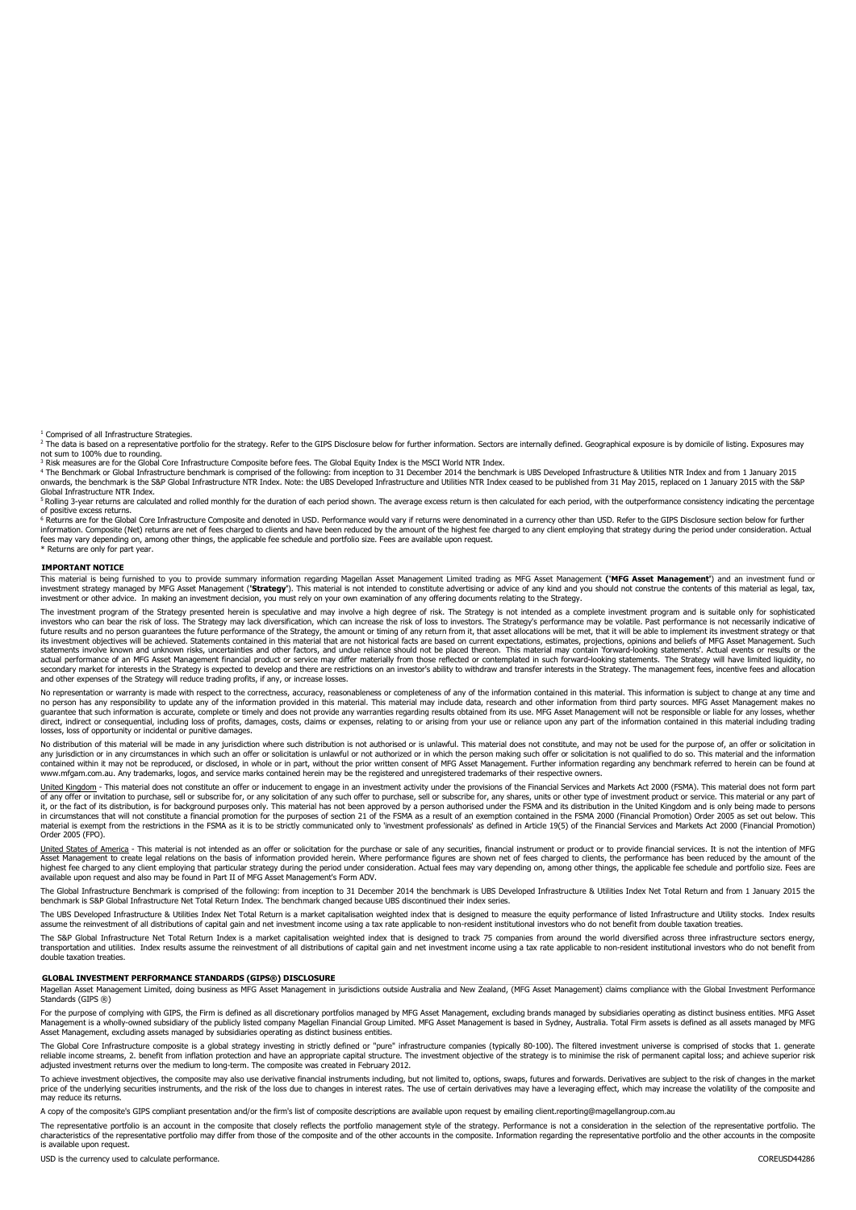[1] Comprised of all Infrastructure Strategies.

[2] The data is based on a representative portfolio for the strategy. Refer to the GIPS Disclosure below for further information. Sectors are internally defined. Geographical exposure is by domicile of listing. Exposures may not sum to 100% due to rounding.

[3] Risk measures are for the Global Core Infrastructure Composite before fees. The Global Equity Index is the MSCI World NTR Index.

[4] The Benchmark or Global Infrastructure benchmark is comprised of the following: from inception to 31 December 2014 the benchmark is UBS Developed Infrastructure & Utilities NTR Index and from 1 January 2015 onwards, the benchmark is the S&P Global Infrastructure NTR Index. Note: the UBS Developed Infrastructure and Utilities NTR Index ceased to be published from 31 May 2015, replaced on 1 January 2015 with the S&P Global Infrastructure NTR Index.

[5] Rolling 3-year returns are calculated and rolled monthly for the duration of each period shown. The average excess return is then calculated for each period, with the outperformance consistency indicating the percentage of positive excess returns.

[6] Returns are for the Global Core Infrastructure Composite and denoted in USD. Performance would vary if returns were denominated in a currency other than USD. Refer to the GIPS Disclosure section below for further information. Composite (Net) returns are net of fees charged to clients and have been reduced by the amount of the highest fee charged to any client employing that strategy during the period under consideration. Actual fees may vary depending on, among other things, the applicable fee schedule and portfolio size. Fees are available upon request.

\* Returns are only for part year.

## IMPORTANT NOTICE

This material is being furnished to you to provide summary information regarding Magellan Asset Management Limited trading as MFG Asset Management **('MFG Asset Management'**) and an investment fund or investment strategy managed by MFG Asset Management ('**Strategy**'). This material is not intended to constitute advertising or advice of any kind and you should not construe the contents of this material as legal, tax, investment or other advice. In making an investment decision, you must rely on your own examination of any offering documents relating to the Strategy.

The investment program of the Strategy presented herein is speculative and may involve a high degree of risk. The Strategy is not intended as a complete investment program and is suitable only for sophisticated investors who can bear the risk of loss. The Strategy may lack diversification, which can increase the risk of loss to investors. The Strategy's performance may be volatile. Past performance is not necessarily indicative of future results and no person guarantees the future performance of the Strategy, the amount or timing of any return from it, that asset allocations will be met, that it will be able to implement its investment strategy or that its investment objectives will be achieved. Statements contained in this material that are not historical facts are based on current expectations, estimates, projections, opinions and beliefs of MFG Asset Management. Such statements involve known and unknown risks, uncertainties and other factors, and undue reliance should not be placed thereon. This material may contain 'forward-looking statements'. Actual events or results or the actual performance of an MFG Asset Management financial product or service may differ materially from those reflected or contemplated in such forward-looking statements. The Strategy will have limited liquidity, no secondary market for interests in the Strategy is expected to develop and there are restrictions on an investor's ability to withdraw and transfer interests in the Strategy. The management fees, incentive fees and allocation and other expenses of the Strategy will reduce trading profits, if any, or increase losses.

No representation or warranty is made with respect to the correctness, accuracy, reasonableness or completeness of any of the information contained in this material. This information is subject to change at any time and no person has any responsibility to update any of the information provided in this material. This material may include data, research and other information from third party sources. MFG Asset Management makes no guarantee that such information is accurate, complete or timely and does not provide any warranties regarding results obtained from its use. MFG Asset Management will not be responsible or liable for any losses, whether direct, indirect or consequential, including loss of profits, damages, costs, claims or expenses, relating to or arising from your use or reliance upon any part of the information contained in this material including trading losses, loss of opportunity or incidental or punitive damages.

No distribution of this material will be made in any jurisdiction where such distribution is not authorised or is unlawful. This material does not constitute, and may not be used for the purpose of, an offer or solicitation in any jurisdiction or in any circumstances in which such an offer or solicitation is unlawful or not authorized or in which the person making such offer or solicitation is not qualified to do so. This material and the information contained within it may not be reproduced, or disclosed, in whole or in part, without the prior written consent of MFG Asset Management. Further information regarding any benchmark referred to herein can be found at www.mfgam.com.au. Any trademarks, logos, and service marks contained herein may be the registered and unregistered trademarks of their respective owners.

United Kingdom - This material does not constitute an offer or inducement to engage in an investment activity under the provisions of the Financial Services and Markets Act 2000 (FSMA). This material does not form part of any offer or invitation to purchase, sell or subscribe for, or any solicitation of any such offer to purchase, sell or subscribe for, any shares, units or other type of investment product or service. This material or any part of it, or the fact of its distribution, is for background purposes only. This material has not been approved by a person authorised under the FSMA and its distribution in the United Kingdom and is only being made to persons in circumstances that will not constitute a financial promotion for the purposes of section 21 of the FSMA as a result of an exemption contained in the FSMA 2000 (Financial Promotion) Order 2005 as set out below. This material is exempt from the restrictions in the FSMA as it is to be strictly communicated only to 'investment professionals' as defined in Article 19(5) of the Financial Services and Markets Act 2000 (Financial Promotion) Order 2005 (FPO).

United States of America - This material is not intended as an offer or solicitation for the purchase or sale of any securities, financial instrument or product or to provide financial services. It is not the intention of MFG Asset Management to create legal relations on the basis of information provided herein. Where performance figures are shown net of fees charged to clients, the performance has been reduced by the amount of the highest fee charged to any client employing that particular strategy during the period under consideration. Actual fees may vary depending on, among other things, the applicable fee schedule and portfolio size. Fees are available upon request and also may be found in Part II of MFG Asset Management's Form ADV.

The Global Infrastructure Benchmark is comprised of the following: from inception to 31 December 2014 the benchmark is UBS Developed Infrastructure & Utilities Index Net Total Return and from 1 January 2015 the benchmark is S&P Global Infrastructure Net Total Return Index. The benchmark changed because UBS discontinued their index series.

The UBS Developed Infrastructure & Utilities Index Net Total Return is a market capitalisation weighted index that is designed to measure the equity performance of listed Infrastructure and Utility stocks. Index results assume the reinvestment of all distributions of capital gain and net investment income using a tax rate applicable to non-resident institutional investors who do not benefit from double taxation treaties.

The S&P Global Infrastructure Net Total Return Index is a market capitalisation weighted index that is designed to track 75 companies from around the world diversified across three infrastructure sectors energy, transportation and utilities. Index results assume the reinvestment of all distributions of capital gain and net investment income using a tax rate applicable to non-resident institutional investors who do not benefit from double taxation treaties.

## GLOBAL INVESTMENT PERFORMANCE STANDARDS (GIPS®) DISCLOSURE

Magellan Asset Management Limited, doing business as MFG Asset Management in jurisdictions outside Australia and New Zealand, (MFG Asset Management) claims compliance with the Global Investment Performance Standards (GIPS ®)

For the purpose of complying with GIPS, the Firm is defined as all discretionary portfolios managed by MFG Asset Management, excluding brands managed by subsidiaries operating as distinct business entities. MFG Asset Management is a wholly-owned subsidiary of the publicly listed company Magellan Financial Group Limited. MFG Asset Management is based in Sydney, Australia. Total Firm assets is defined as all assets managed by MFG Asset Management, excluding assets managed by subsidiaries operating as distinct business entities.

The Global Core Infrastructure composite is a global strategy investing in strictly defined or "pure" infrastructure companies (typically 80-100). The filtered investment universe is comprised of stocks that 1. generate reliable income streams, 2. benefit from inflation protection and have an appropriate capital structure. The investment objective of the strategy is to minimise the risk of permanent capital loss; and achieve superior risk adjusted investment returns over the medium to long-term. The composite was created in February 2012.

To achieve investment objectives, the composite may also use derivative financial instruments including, but not limited to, options, swaps, futures and forwards. Derivatives are subject to the risk of changes in the market price of the underlying securities instruments, and the risk of the loss due to changes in interest rates. The use of certain derivatives may have a leveraging effect, which may increase the volatility of the composite and may reduce its returns.

A copy of the composite's GIPS compliant presentation and/or the firm's list of composite descriptions are available upon request by emailing client.reporting@magellangroup.com.au

The representative portfolio is an account in the composite that closely reflects the portfolio management style of the strategy. Performance is not a consideration in the selection of the representative portfolio. The characteristics of the representative portfolio may differ from those of the composite and of the other accounts in the composite. Information regarding the representative portfolio and the other accounts in the composite is available upon request.

USD is the currency used to calculate performance.

COREUSD44286